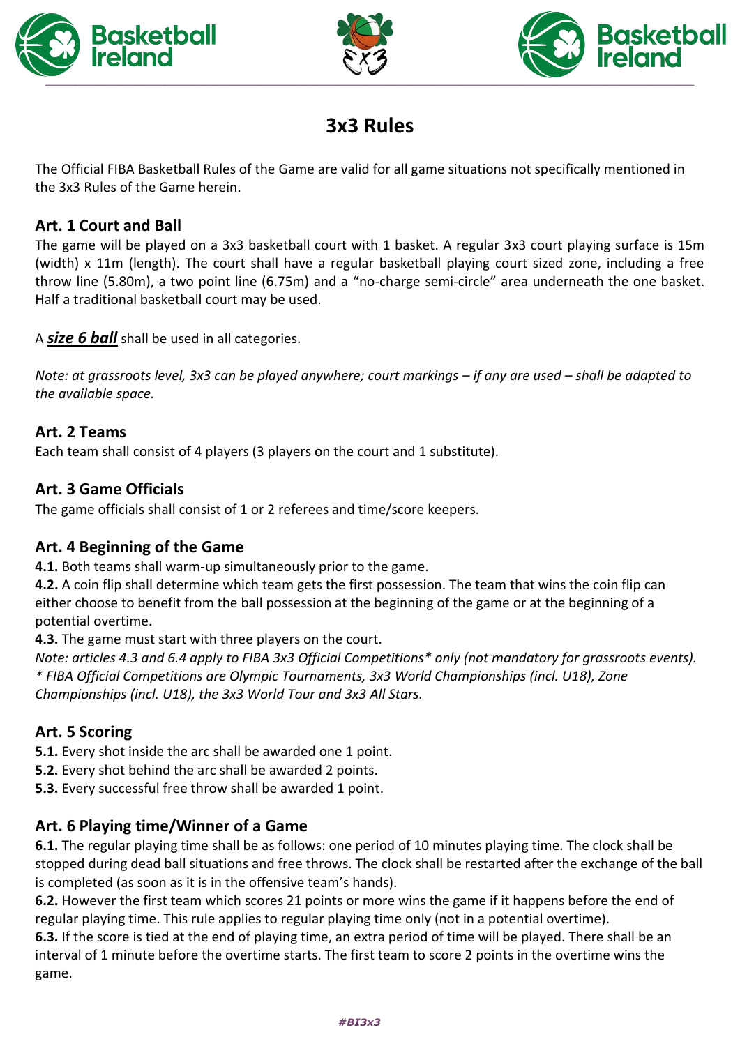# 3x3 Rules

The Official FIBA Basketball Rules of the Game are valid for all game situations not specifically mentioned in the 3x3 Rules of the Game herein.

## Art. 1 Court and Ball

The game will be played on a 3x3 basketball court with 1 basket. A regular 3x3 court playing surface is 15m (width) x 11m (length). The court shall have a regular basketball playing court sized zone, including a free throw line (5.80m), a two point line (6.75m) and a "no-charge semi-circle" area underneath the one basket. Half a traditional basketball court may be used.

A ***size 6 ball*** shall be used in all categories.

*Note: at grassroots level, 3x3 can be played anywhere; court markings – if any are used – shall be adapted to the available space.*

## Art. 2 Teams

Each team shall consist of 4 players (3 players on the court and 1 substitute).

## Art. 3 Game Officials

The game officials shall consist of 1 or 2 referees and time/score keepers.

## Art. 4 Beginning of the Game

**4.1.** Both teams shall warm-up simultaneously prior to the game.
**4.2.** A coin flip shall determine which team gets the first possession. The team that wins the coin flip can either choose to benefit from the ball possession at the beginning of the game or at the beginning of a potential overtime.
**4.3.** The game must start with three players on the court.
*Note: articles 4.3 and 6.4 apply to FIBA 3x3 Official Competitions* only (not mandatory for grassroots events).*
** FIBA Official Competitions are Olympic Tournaments, 3x3 World Championships (incl. U18), Zone Championships (incl. U18), the 3x3 World Tour and 3x3 All Stars.*

## Art. 5 Scoring

**5.1.** Every shot inside the arc shall be awarded one 1 point.
**5.2.** Every shot behind the arc shall be awarded 2 points.
**5.3.** Every successful free throw shall be awarded 1 point.

## Art. 6 Playing time/Winner of a Game

**6.1.** The regular playing time shall be as follows: one period of 10 minutes playing time. The clock shall be stopped during dead ball situations and free throws. The clock shall be restarted after the exchange of the ball is completed (as soon as it is in the offensive team's hands).
**6.2.** However the first team which scores 21 points or more wins the game if it happens before the end of regular playing time. This rule applies to regular playing time only (not in a potential overtime).
**6.3.** If the score is tied at the end of playing time, an extra period of time will be played. There shall be an interval of 1 minute before the overtime starts. The first team to score 2 points in the overtime wins the game.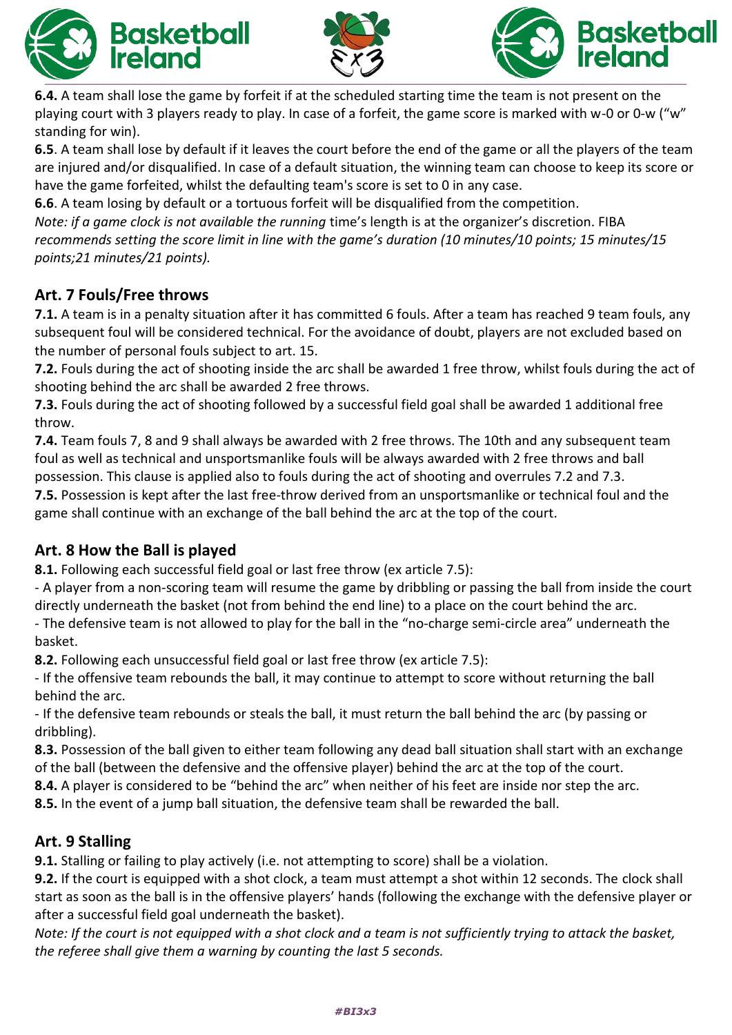**6.4.** A team shall lose the game by forfeit if at the scheduled starting time the team is not present on the playing court with 3 players ready to play. In case of a forfeit, the game score is marked with w-0 or 0-w ("w" standing for win).

**6.5**. A team shall lose by default if it leaves the court before the end of the game or all the players of the team are injured and/or disqualified. In case of a default situation, the winning team can choose to keep its score or have the game forfeited, whilst the defaulting team's score is set to 0 in any case.

**6.6**. A team losing by default or a tortuous forfeit will be disqualified from the competition.

*Note: if a game clock is not available the running* time's length is at the organizer's discretion. FIBA *recommends setting the score limit in line with the game's duration (10 minutes/10 points; 15 minutes/15 points;21 minutes/21 points).*

## Art. 7 Fouls/Free throws

**7.1.** A team is in a penalty situation after it has committed 6 fouls. After a team has reached 9 team fouls, any subsequent foul will be considered technical. For the avoidance of doubt, players are not excluded based on the number of personal fouls subject to art. 15.

**7.2.** Fouls during the act of shooting inside the arc shall be awarded 1 free throw, whilst fouls during the act of shooting behind the arc shall be awarded 2 free throws.

**7.3.** Fouls during the act of shooting followed by a successful field goal shall be awarded 1 additional free throw.

**7.4.** Team fouls 7, 8 and 9 shall always be awarded with 2 free throws. The 10th and any subsequent team foul as well as technical and unsportsmanlike fouls will be always awarded with 2 free throws and ball possession. This clause is applied also to fouls during the act of shooting and overrules 7.2 and 7.3.

**7.5.** Possession is kept after the last free-throw derived from an unsportsmanlike or technical foul and the game shall continue with an exchange of the ball behind the arc at the top of the court.

## Art. 8 How the Ball is played

**8.1.** Following each successful field goal or last free throw (ex article 7.5):

- A player from a non-scoring team will resume the game by dribbling or passing the ball from inside the court directly underneath the basket (not from behind the end line) to a place on the court behind the arc.
- The defensive team is not allowed to play for the ball in the "no-charge semi-circle area" underneath the basket.

**8.2.** Following each unsuccessful field goal or last free throw (ex article 7.5):

- If the offensive team rebounds the ball, it may continue to attempt to score without returning the ball behind the arc.
- If the defensive team rebounds or steals the ball, it must return the ball behind the arc (by passing or dribbling).

**8.3.** Possession of the ball given to either team following any dead ball situation shall start with an exchange of the ball (between the defensive and the offensive player) behind the arc at the top of the court.

**8.4.** A player is considered to be "behind the arc" when neither of his feet are inside nor step the arc.

**8.5.** In the event of a jump ball situation, the defensive team shall be rewarded the ball.

## Art. 9 Stalling

**9.1.** Stalling or failing to play actively (i.e. not attempting to score) shall be a violation.

**9.2.** If the court is equipped with a shot clock, a team must attempt a shot within 12 seconds. The clock shall start as soon as the ball is in the offensive players' hands (following the exchange with the defensive player or after a successful field goal underneath the basket).

*Note: If the court is not equipped with a shot clock and a team is not sufficiently trying to attack the basket, the referee shall give them a warning by counting the last 5 seconds.*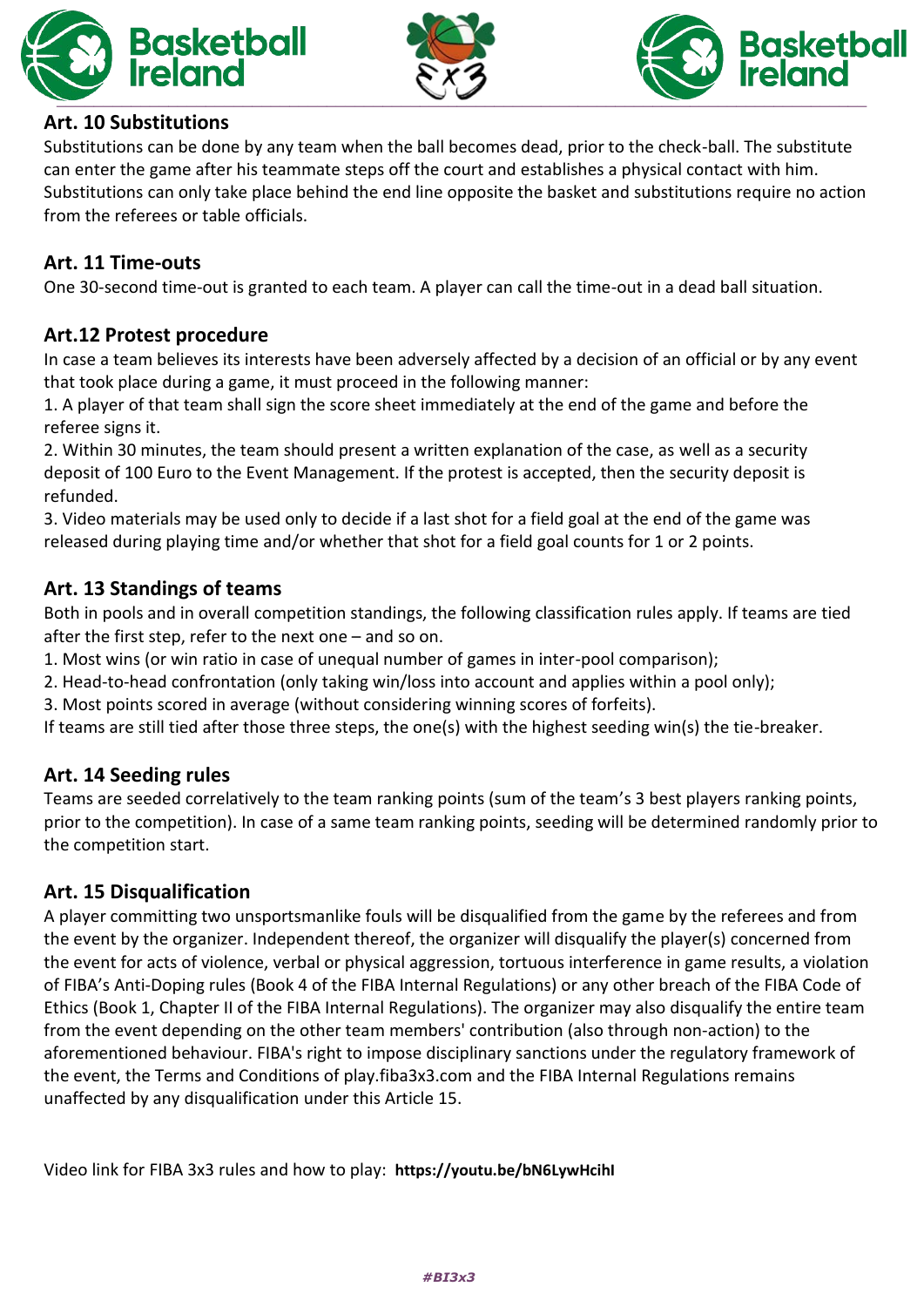## Art. 10 Substitutions

Substitutions can be done by any team when the ball becomes dead, prior to the check-ball. The substitute can enter the game after his teammate steps off the court and establishes a physical contact with him. Substitutions can only take place behind the end line opposite the basket and substitutions require no action from the referees or table officials.

## Art. 11 Time-outs

One 30-second time-out is granted to each team. A player can call the time-out in a dead ball situation.

## Art.12 Protest procedure

In case a team believes its interests have been adversely affected by a decision of an official or by any event that took place during a game, it must proceed in the following manner:

1. A player of that team shall sign the score sheet immediately at the end of the game and before the referee signs it.
2. Within 30 minutes, the team should present a written explanation of the case, as well as a security deposit of 100 Euro to the Event Management. If the protest is accepted, then the security deposit is refunded.
3. Video materials may be used only to decide if a last shot for a field goal at the end of the game was released during playing time and/or whether that shot for a field goal counts for 1 or 2 points.

## Art. 13 Standings of teams

Both in pools and in overall competition standings, the following classification rules apply. If teams are tied after the first step, refer to the next one – and so on.

1. Most wins (or win ratio in case of unequal number of games in inter-pool comparison);
2. Head-to-head confrontation (only taking win/loss into account and applies within a pool only);
3. Most points scored in average (without considering winning scores of forfeits).

If teams are still tied after those three steps, the one(s) with the highest seeding win(s) the tie-breaker.

## Art. 14 Seeding rules

Teams are seeded correlatively to the team ranking points (sum of the team's 3 best players ranking points, prior to the competition). In case of a same team ranking points, seeding will be determined randomly prior to the competition start.

## Art. 15 Disqualification

A player committing two unsportsmanlike fouls will be disqualified from the game by the referees and from the event by the organizer. Independent thereof, the organizer will disqualify the player(s) concerned from the event for acts of violence, verbal or physical aggression, tortuous interference in game results, a violation of FIBA's Anti-Doping rules (Book 4 of the FIBA Internal Regulations) or any other breach of the FIBA Code of Ethics (Book 1, Chapter II of the FIBA Internal Regulations). The organizer may also disqualify the entire team from the event depending on the other team members' contribution (also through non-action) to the aforementioned behaviour. FIBA's right to impose disciplinary sanctions under the regulatory framework of the event, the Terms and Conditions of play.fiba3x3.com and the FIBA Internal Regulations remains unaffected by any disqualification under this Article 15.

Video link for FIBA 3x3 rules and how to play: **https://youtu.be/bN6LywHcihI**